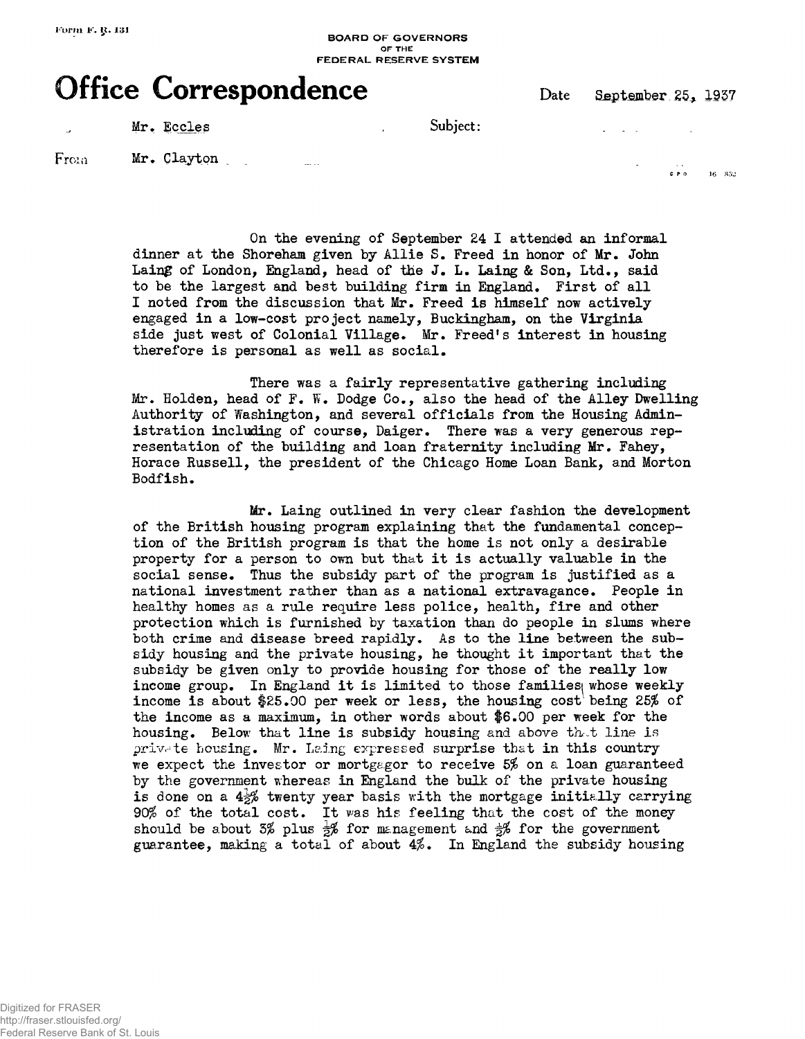Form F. R. 131

BOARD OF GOVERNORS
OF THE
FEDERAL RESERVE SYSTEM

# Office Correspondence

Date September 25, 1937

To Mr. Eccles

Subject:

From Mr. Clayton

On the evening of September 24 I attended an informal dinner at the Shoreham given by Allie S. Freed in honor of Mr. John Laing of London, England, head of the J. L. Laing & Son, Ltd., said to be the largest and best building firm in England. First of all I noted from the discussion that Mr. Freed is himself now actively engaged in a low-cost project namely, Buckingham, on the Virginia side just west of Colonial Village. Mr. Freed's interest in housing therefore is personal as well as social.

There was a fairly representative gathering including Mr. Holden, head of F. W. Dodge Co., also the head of the Alley Dwelling Authority of Washington, and several officials from the Housing Administration including of course, Daiger. There was a very generous representation of the building and loan fraternity including Mr. Fahey, Horace Russell, the president of the Chicago Home Loan Bank, and Morton Bodfish.

Mr. Laing outlined in very clear fashion the development of the British housing program explaining that the fundamental conception of the British program is that the home is not only a desirable property for a person to own but that it is actually valuable in the social sense. Thus the subsidy part of the program is justified as a national investment rather than as a national extravagance. People in healthy homes as a rule require less police, health, fire and other protection which is furnished by taxation than do people in slums where both crime and disease breed rapidly. As to the line between the subsidy housing and the private housing, he thought it important that the subsidy be given only to provide housing for those of the really low income group. In England it is limited to those families whose weekly income is about $25.00 per week or less, the housing cost being 25% of the income as a maximum, in other words about $6.00 per week for the housing. Below that line is subsidy housing and above that line is private housing. Mr. Laing expressed surprise that in this country we expect the investor or mortgagor to receive 5% on a loan guaranteed by the government whereas in England the bulk of the private housing is done on a 4½% twenty year basis with the mortgage initially carrying 90% of the total cost. It was his feeling that the cost of the money should be about 3% plus ½% for management and ½% for the government guarantee, making a total of about 4%. In England the subsidy housing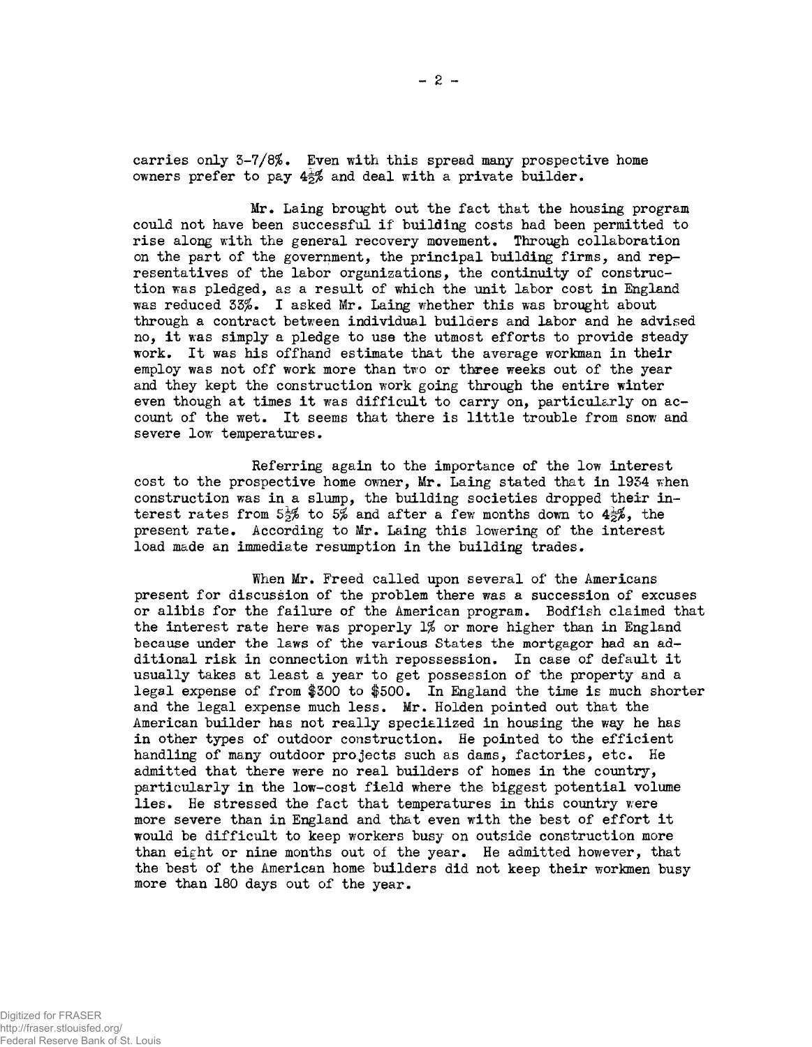carries only 3-7/8%. Even with this spread many prospective home owners prefer to pay 4½% and deal with a private builder.

Mr. Laing brought out the fact that the housing program could not have been successful if building costs had been permitted to rise along with the general recovery movement. Through collaboration on the part of the government, the principal building firms, and representatives of the labor organizations, the continuity of construction was pledged, as a result of which the unit labor cost in England was reduced 33%. I asked Mr. Laing whether this was brought about through a contract between individual builders and labor and he advised no, it was simply a pledge to use the utmost efforts to provide steady work. It was his offhand estimate that the average workman in their employ was not off work more than two or three weeks out of the year and they kept the construction work going through the entire winter even though at times it was difficult to carry on, particularly on account of the wet. It seems that there is little trouble from snow and severe low temperatures.

Referring again to the importance of the low interest cost to the prospective home owner, Mr. Laing stated that in 1934 when construction was in a slump, the building societies dropped their interest rates from 5½% to 5% and after a few months down to 4½%, the present rate. According to Mr. Laing this lowering of the interest load made an immediate resumption in the building trades.

When Mr. Freed called upon several of the Americans present for discussion of the problem there was a succession of excuses or alibis for the failure of the American program. Bodfish claimed that the interest rate here was properly 1% or more higher than in England because under the laws of the various States the mortgagor had an additional risk in connection with repossession. In case of default it usually takes at least a year to get possession of the property and a legal expense of from $300 to $500. In England the time is much shorter and the legal expense much less. Mr. Holden pointed out that the American builder has not really specialized in housing the way he has in other types of outdoor construction. He pointed to the efficient handling of many outdoor projects such as dams, factories, etc. He admitted that there were no real builders of homes in the country, particularly in the low-cost field where the biggest potential volume lies. He stressed the fact that temperatures in this country were more severe than in England and that even with the best of effort it would be difficult to keep workers busy on outside construction more than eight or nine months out of the year. He admitted however, that the best of the American home builders did not keep their workmen busy more than 180 days out of the year.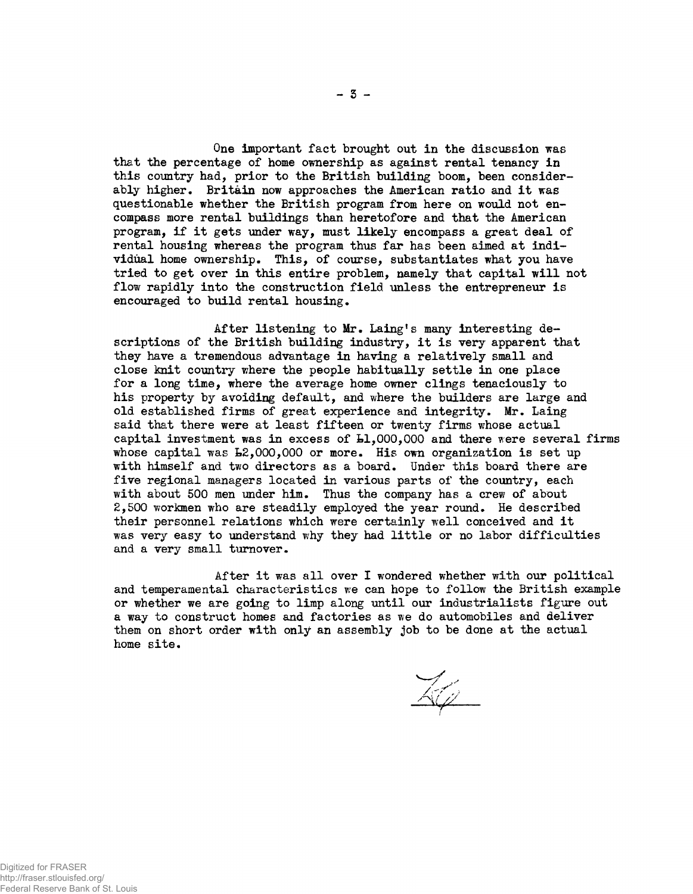One important fact brought out in the discussion was that the percentage of home ownership as against rental tenancy in this country had, prior to the British building boom, been considerably higher. Britain now approaches the American ratio and it was questionable whether the British program from here on would not encompass more rental buildings than heretofore and that the American program, if it gets under way, must likely encompass a great deal of rental housing whereas the program thus far has been aimed at individual home ownership. This, of course, substantiates what you have tried to get over in this entire problem, namely that capital will not flow rapidly into the construction field unless the entrepreneur is encouraged to build rental housing.

After listening to Mr. Laing's many interesting descriptions of the British building industry, it is very apparent that they have a tremendous advantage in having a relatively small and close knit country where the people habitually settle in one place for a long time, where the average home owner clings tenaciously to his property by avoiding default, and where the builders are large and old established firms of great experience and integrity. Mr. Laing said that there were at least fifteen or twenty firms whose actual capital investment was in excess of £1,000,000 and there were several firms whose capital was £2,000,000 or more. His own organization is set up with himself and two directors as a board. Under this board there are five regional managers located in various parts of the country, each with about 500 men under him. Thus the company has a crew of about 2,500 workmen who are steadily employed the year round. He described their personnel relations which were certainly well conceived and it was very easy to understand why they had little or no labor difficulties and a very small turnover.

After it was all over I wondered whether with our political and temperamental characteristics we can hope to follow the British example or whether we are going to limp along until our industrialists figure out a way to construct homes and factories as we do automobiles and deliver them on short order with only an assembly job to be done at the actual home site.